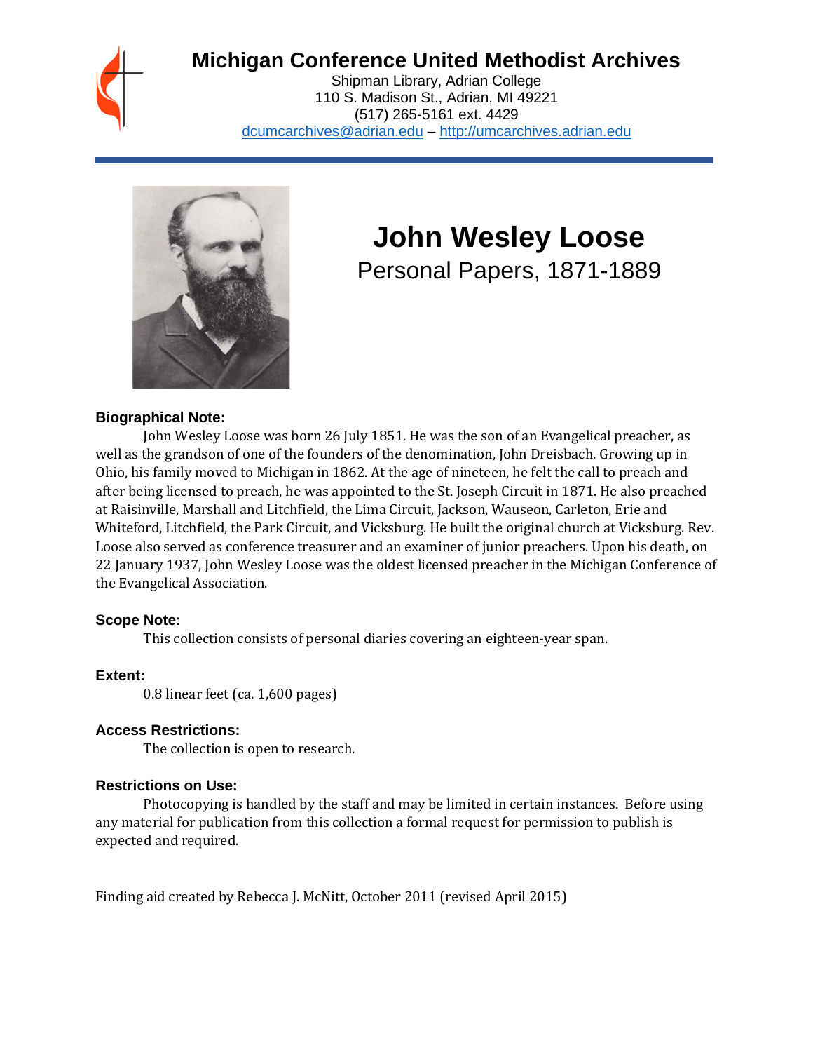# Michigan Conference United Methodist Archives

Shipman Library, Adrian College
110 S. Madison St., Adrian, MI 49221
(517) 265-5161 ext. 4429
dcumcarchives@adrian.edu – http://umcarchives.adrian.edu

# John Wesley Loose

## Personal Papers, 1871-1889

### Biographical Note:

John Wesley Loose was born 26 July 1851. He was the son of an Evangelical preacher, as well as the grandson of one of the founders of the denomination, John Dreisbach. Growing up in Ohio, his family moved to Michigan in 1862. At the age of nineteen, he felt the call to preach and after being licensed to preach, he was appointed to the St. Joseph Circuit in 1871. He also preached at Raisinville, Marshall and Litchfield, the Lima Circuit, Jackson, Wauseon, Carleton, Erie and Whiteford, Litchfield, the Park Circuit, and Vicksburg. He built the original church at Vicksburg. Rev. Loose also served as conference treasurer and an examiner of junior preachers. Upon his death, on 22 January 1937, John Wesley Loose was the oldest licensed preacher in the Michigan Conference of the Evangelical Association.

### Scope Note:

This collection consists of personal diaries covering an eighteen-year span.

### Extent:

0.8 linear feet (ca. 1,600 pages)

### Access Restrictions:

The collection is open to research.

### Restrictions on Use:

Photocopying is handled by the staff and may be limited in certain instances. Before using any material for publication from this collection a formal request for permission to publish is expected and required.

Finding aid created by Rebecca J. McNitt, October 2011 (revised April 2015)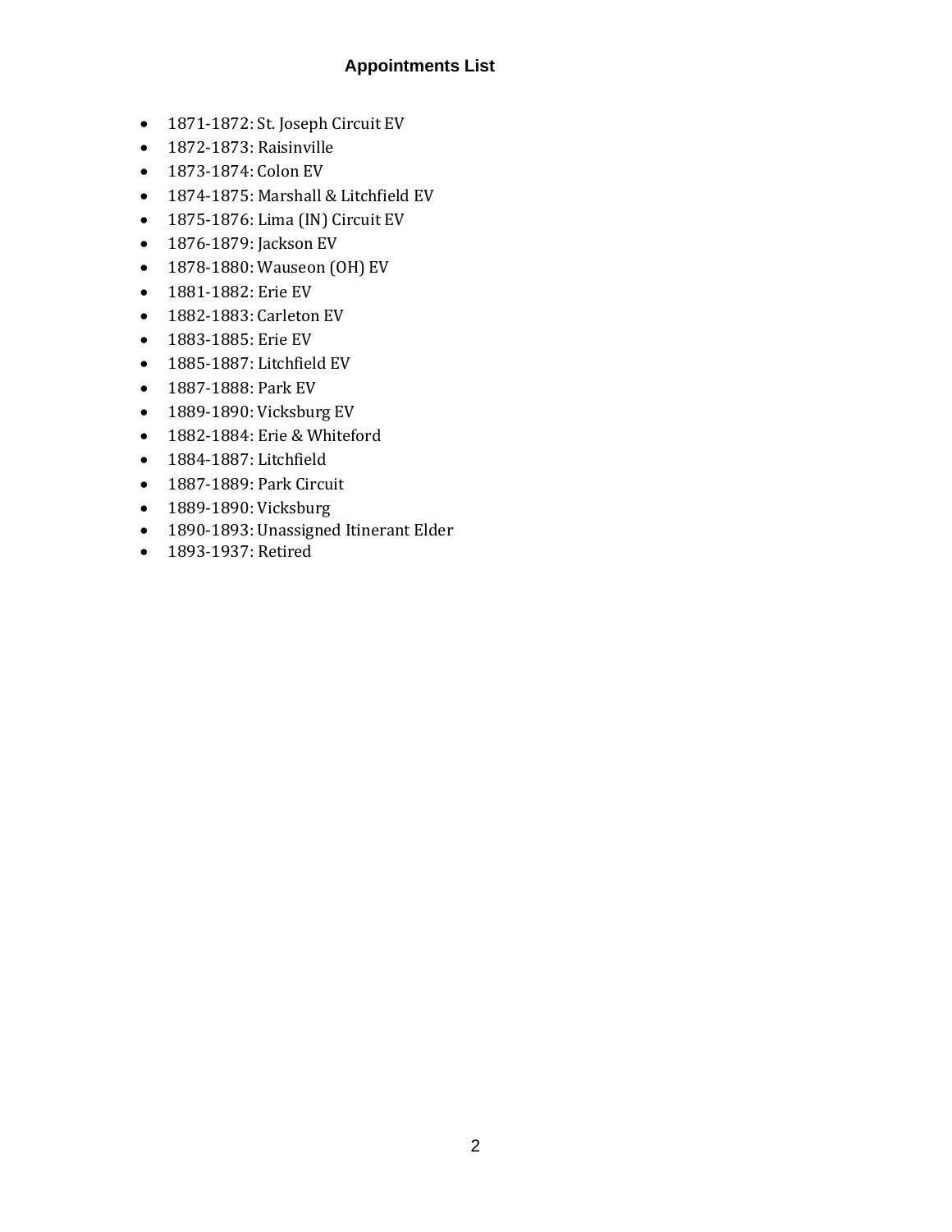## Appointments List

- 1871-1872: St. Joseph Circuit EV
- 1872-1873: Raisinville
- 1873-1874: Colon EV
- 1874-1875: Marshall & Litchfield EV
- 1875-1876: Lima (IN) Circuit EV
- 1876-1879: Jackson EV
- 1878-1880: Wauseon (OH) EV
- 1881-1882: Erie EV
- 1882-1883: Carleton EV
- 1883-1885: Erie EV
- 1885-1887: Litchfield EV
- 1887-1888: Park EV
- 1889-1890: Vicksburg EV
- 1882-1884: Erie & Whiteford
- 1884-1887: Litchfield
- 1887-1889: Park Circuit
- 1889-1890: Vicksburg
- 1890-1893: Unassigned Itinerant Elder
- 1893-1937: Retired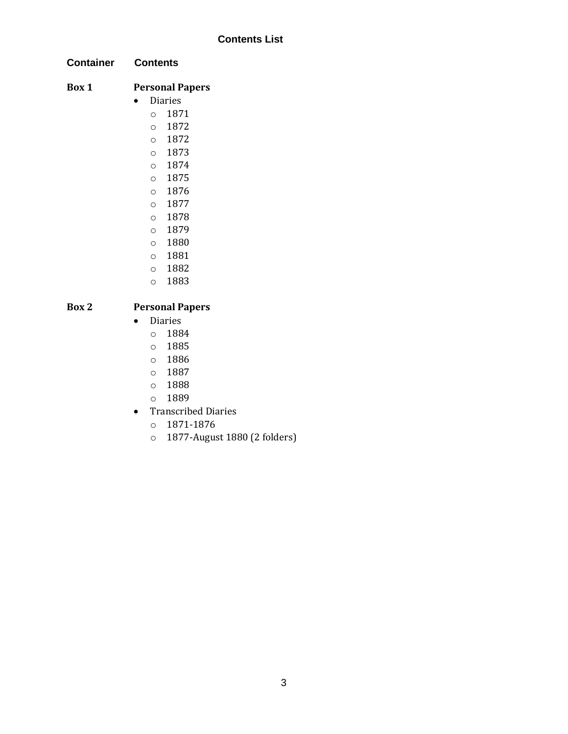## Contents List

**Container** **Contents**

**Box 1** **Personal Papers**

- Diaries
  - 1871
  - 1872
  - 1872
  - 1873
  - 1874
  - 1875
  - 1876
  - 1877
  - 1878
  - 1879
  - 1880
  - 1881
  - 1882
  - 1883

**Box 2** **Personal Papers**

- Diaries
  - 1884
  - 1885
  - 1886
  - 1887
  - 1888
  - 1889
- Transcribed Diaries
  - 1871-1876
  - 1877-August 1880 (2 folders)